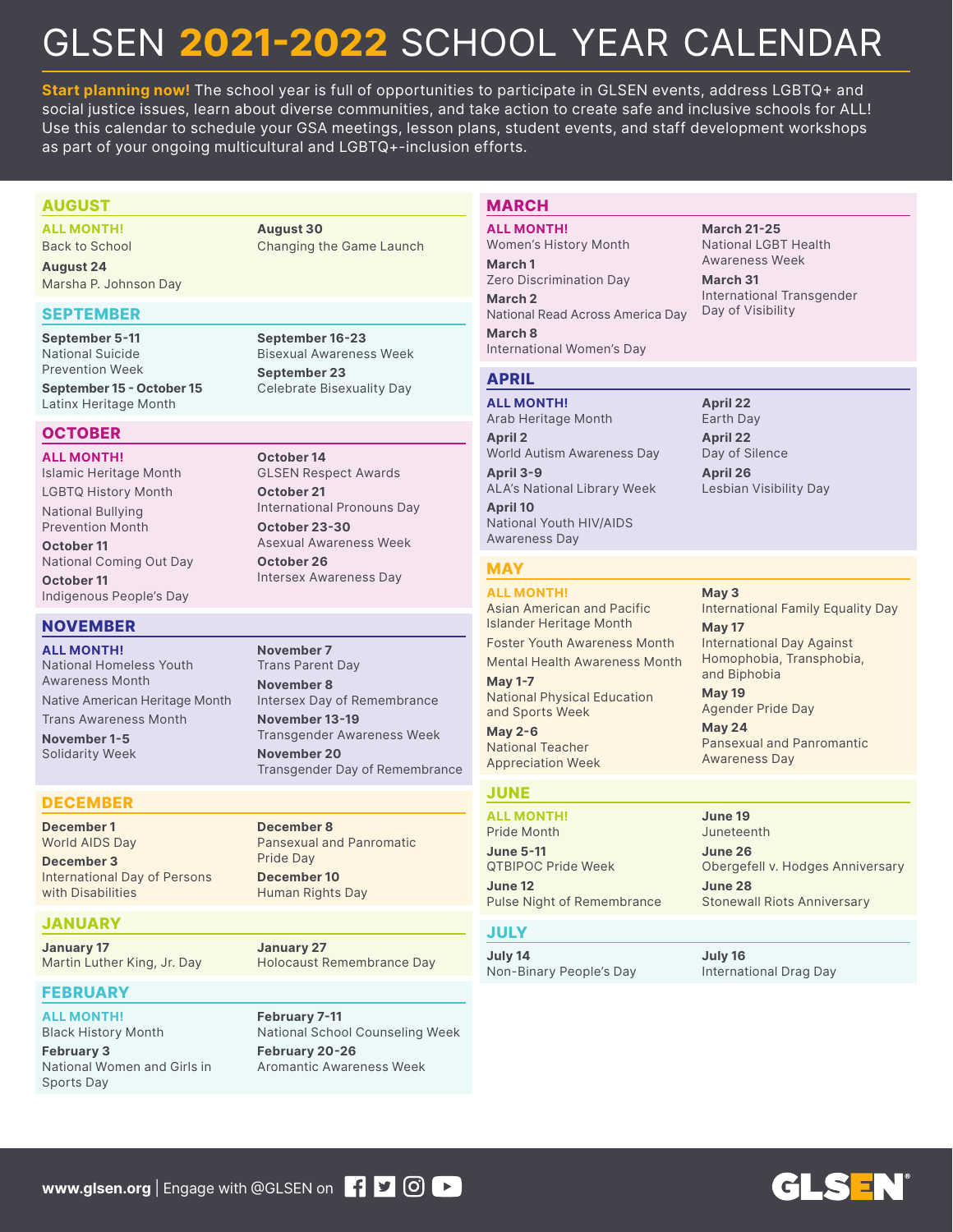# GLSEN 2021-2022 SCHOOL YEAR CALENDAR

**Start planning now!** The school year is full of opportunities to participate in GLSEN events, address LGBTQ+ and social justice issues, learn about diverse communities, and take action to create safe and inclusive schools for ALL! Use this calendar to schedule your GSA meetings, lesson plans, student events, and staff development workshops as part of your ongoing multicultural and LGBTQ+-inclusion efforts.

## AUGUST

**ALL MONTH!**
Back to School

**August 24**
Marsha P. Johnson Day

**August 30**
Changing the Game Launch

## SEPTEMBER

**September 5-11**
National Suicide Prevention Week

**September 15 - October 15**
Latinx Heritage Month

**September 16-23**
Bisexual Awareness Week

**September 23**
Celebrate Bisexuality Day

## OCTOBER

**ALL MONTH!**
Islamic Heritage Month
LGBTQ History Month
National Bullying Prevention Month

**October 11**
National Coming Out Day

**October 11**
Indigenous People's Day

**October 14**
GLSEN Respect Awards

**October 21**
International Pronouns Day

**October 23-30**
Asexual Awareness Week

**October 26**
Intersex Awareness Day

## NOVEMBER

**ALL MONTH!**
National Homeless Youth Awareness Month
Native American Heritage Month
Trans Awareness Month

**November 1-5**
Solidarity Week

**November 7**
Trans Parent Day

**November 8**
Intersex Day of Remembrance

**November 13-19**
Transgender Awareness Week

**November 20**
Transgender Day of Remembrance

## DECEMBER

**December 1**
World AIDS Day

**December 3**
International Day of Persons with Disabilities

**December 8**
Pansexual and Panromantic Pride Day

**December 10**
Human Rights Day

## JANUARY

**January 17**
Martin Luther King, Jr. Day

**January 27**
Holocaust Remembrance Day

## FEBRUARY

**ALL MONTH!**
Black History Month

**February 3**
National Women and Girls in Sports Day

**February 7-11**
National School Counseling Week

**February 20-26**
Aromantic Awareness Week

## MARCH

**ALL MONTH!**
Women's History Month

**March 1**
Zero Discrimination Day

**March 2**
National Read Across America Day

**March 8**
International Women's Day

**March 21-25**
National LGBT Health Awareness Week

**March 31**
International Transgender Day of Visibility

## APRIL

**ALL MONTH!**
Arab Heritage Month

**April 2**
World Autism Awareness Day

**April 3-9**
ALA's National Library Week

**April 10**
National Youth HIV/AIDS Awareness Day

**April 22**
Earth Day

**April 22**
Day of Silence

**April 26**
Lesbian Visibility Day

## MAY

**ALL MONTH!**
Asian American and Pacific Islander Heritage Month
Foster Youth Awareness Month
Mental Health Awareness Month

**May 1-7**
National Physical Education and Sports Week

**May 2-6**
National Teacher Appreciation Week

**May 3**
International Family Equality Day

**May 17**
International Day Against Homophobia, Transphobia, and Biphobia

**May 19**
Agender Pride Day

**May 24**
Pansexual and Panromantic Awareness Day

## JUNE

**ALL MONTH!**
Pride Month

**June 5-11**
QTBIPOC Pride Week

**June 12**
Pulse Night of Remembrance

**June 19**
Juneteenth

**June 26**
Obergefell v. Hodges Anniversary

**June 28**
Stonewall Riots Anniversary

## JULY

**July 14**
Non-Binary People's Day

**July 16**
International Drag Day

**www.glsen.org** | Engage with @GLSEN on

GLSEN®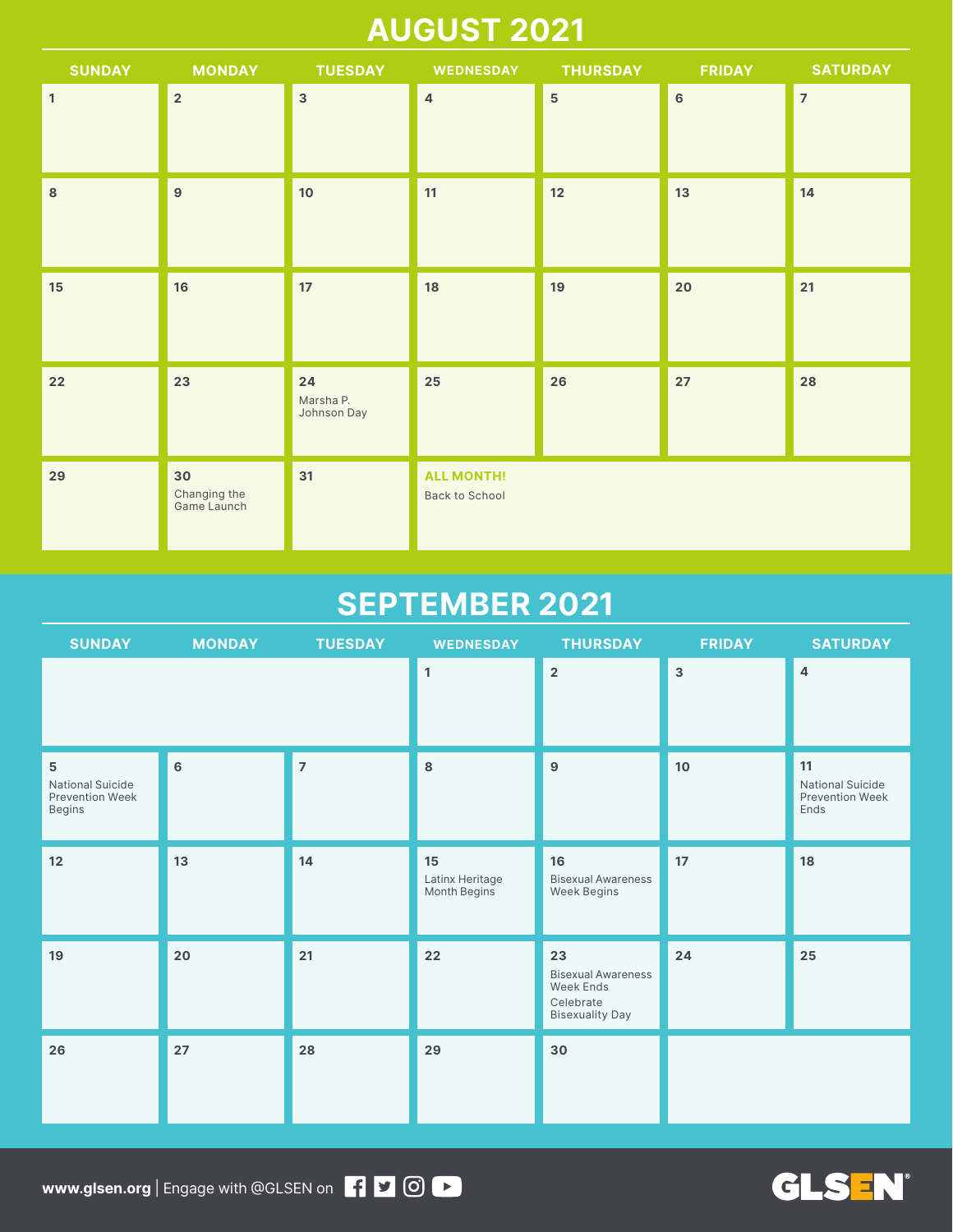# AUGUST 2021

| SUNDAY | MONDAY | TUESDAY | WEDNESDAY | THURSDAY | FRIDAY | SATURDAY |
|---|---|---|---|---|---|---|
| 1 | 2 | 3 | 4 | 5 | 6 | 7 |
| 8 | 9 | 10 | 11 | 12 | 13 | 14 |
| 15 | 16 | 17 | 18 | 19 | 20 | 21 |
| 22 | 23 | 24 Marsha P. Johnson Day | 25 | 26 | 27 | 28 |
| 29 | 30 Changing the Game Launch | 31 | **ALL MONTH!** Back to School | | | |

# SEPTEMBER 2021

| SUNDAY | MONDAY | TUESDAY | WEDNESDAY | THURSDAY | FRIDAY | SATURDAY |
|---|---|---|---|---|---|---|
| | | | 1 | 2 | 3 | 4 |
| 5 National Suicide Prevention Week Begins | 6 | 7 | 8 | 9 | 10 | 11 National Suicide Prevention Week Ends |
| 12 | 13 | 14 | 15 Latinx Heritage Month Begins | 16 Bisexual Awareness Week Begins | 17 | 18 |
| 19 | 20 | 21 | 22 | 23 Bisexual Awareness Week Ends; Celebrate Bisexuality Day | 24 | 25 |
| 26 | 27 | 28 | 29 | 30 | | |

**www.glsen.org** | Engage with @GLSEN on

GLSEN®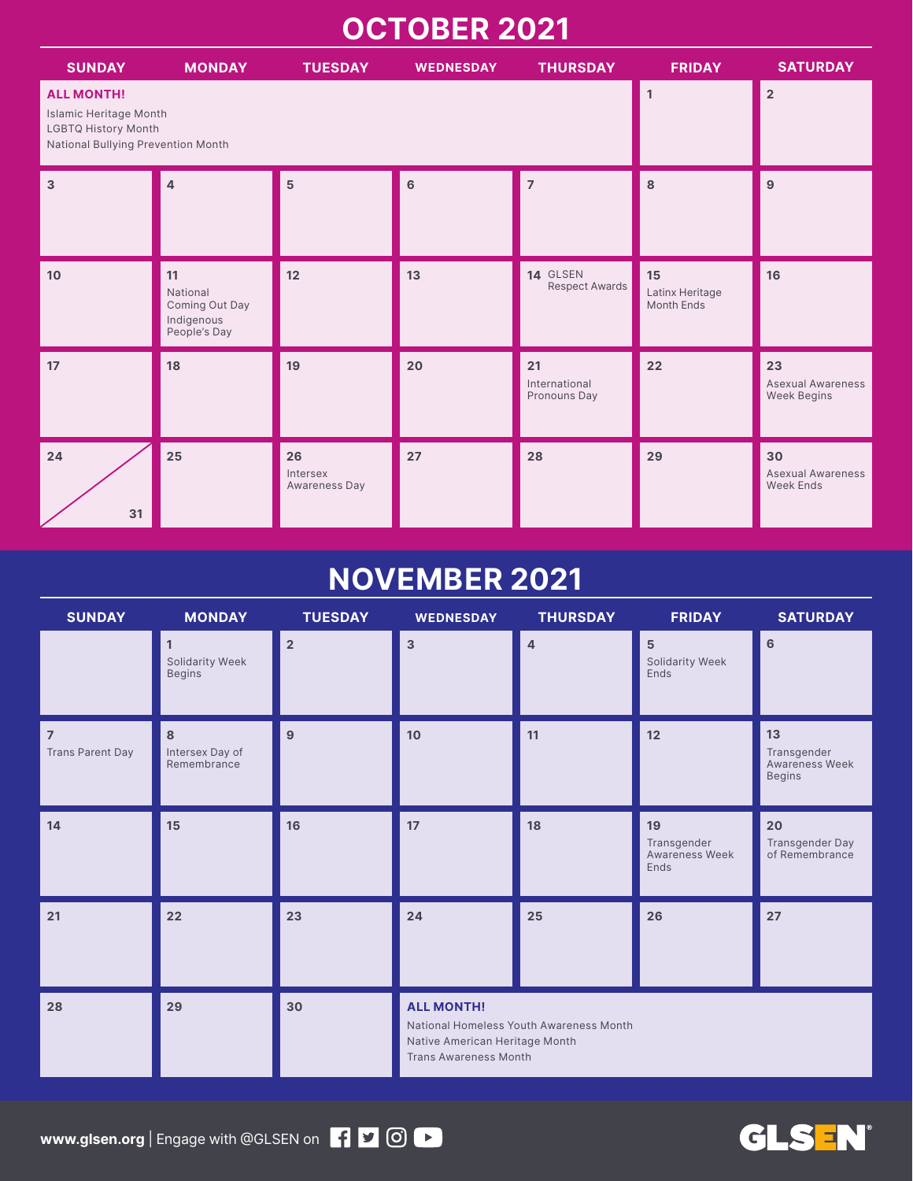# OCTOBER 2021

| SUNDAY | MONDAY | TUESDAY | WEDNESDAY | THURSDAY | FRIDAY | SATURDAY |
|---|---|---|---|---|---|---|
| **ALL MONTH!** Islamic Heritage Month, LGBTQ History Month, National Bullying Prevention Month | | | | | 1 | 2 |
| 3 | 4 | 5 | 6 | 7 | 8 | 9 |
| 10 | 11 National Coming Out Day, Indigenous People's Day | 12 | 13 | 14 GLSEN Respect Awards | 15 Latinx Heritage Month Ends | 16 |
| 17 | 18 | 19 | 20 | 21 International Pronouns Day | 22 | 23 Asexual Awareness Week Begins |
| 24 / 31 | 25 | 26 Intersex Awareness Day | 27 | 28 | 29 | 30 Asexual Awareness Week Ends |

# NOVEMBER 2021

| SUNDAY | MONDAY | TUESDAY | WEDNESDAY | THURSDAY | FRIDAY | SATURDAY |
|---|---|---|---|---|---|---|
| | 1 Solidarity Week Begins | 2 | 3 | 4 | 5 Solidarity Week Ends | 6 |
| 7 Trans Parent Day | 8 Intersex Day of Remembrance | 9 | 10 | 11 | 12 | 13 Transgender Awareness Week Begins |
| 14 | 15 | 16 | 17 | 18 | 19 Transgender Awareness Week Ends | 20 Transgender Day of Remembrance |
| 21 | 22 | 23 | 24 | 25 | 26 | 27 |
| 28 | 29 | 30 | **ALL MONTH!** National Homeless Youth Awareness Month, Native American Heritage Month, Trans Awareness Month | | | |

**www.glsen.org** | Engage with @GLSEN on

GLSEN®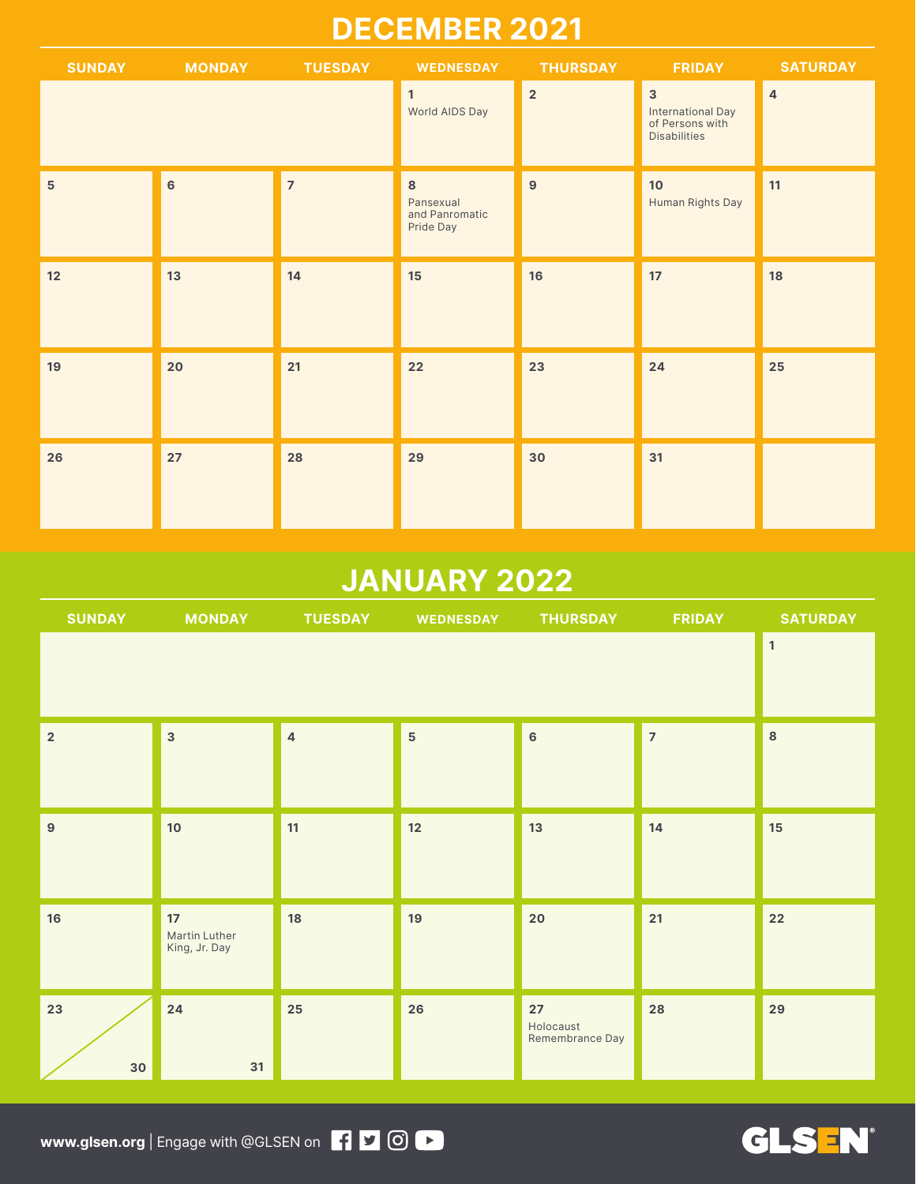# DECEMBER 2021

| SUNDAY | MONDAY | TUESDAY | WEDNESDAY | THURSDAY | FRIDAY | SATURDAY |
|---|---|---|---|---|---|---|
| | | | 1 World AIDS Day | 2 | 3 International Day of Persons with Disabilities | 4 |
| 5 | 6 | 7 | 8 Pansexual and Panromatic Pride Day | 9 | 10 Human Rights Day | 11 |
| 12 | 13 | 14 | 15 | 16 | 17 | 18 |
| 19 | 20 | 21 | 22 | 23 | 24 | 25 |
| 26 | 27 | 28 | 29 | 30 | 31 | |

# JANUARY 2022

| SUNDAY | MONDAY | TUESDAY | WEDNESDAY | THURSDAY | FRIDAY | SATURDAY |
|---|---|---|---|---|---|---|
| | | | | | | 1 |
| 2 | 3 | 4 | 5 | 6 | 7 | 8 |
| 9 | 10 | 11 | 12 | 13 | 14 | 15 |
| 16 | 17 Martin Luther King, Jr. Day | 18 | 19 | 20 | 21 | 22 |
| 23 / 30 | 24 / 31 | 25 | 26 | 27 Holocaust Remembrance Day | 28 | 29 |

**www.glsen.org** | Engage with @GLSEN on

GLSEN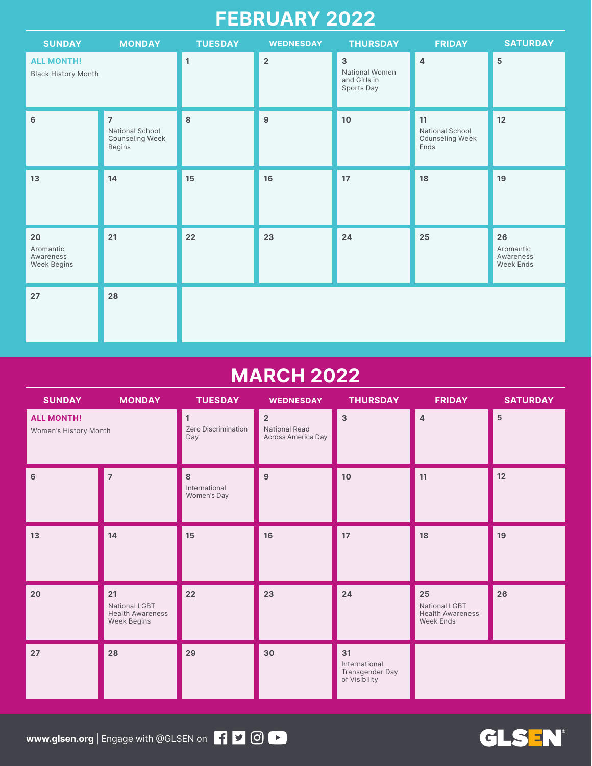# FEBRUARY 2022

| SUNDAY | MONDAY | TUESDAY | WEDNESDAY | THURSDAY | FRIDAY | SATURDAY |
|---|---|---|---|---|---|---|
| **ALL MONTH!** Black History Month | | 1 | 2 | 3 National Women and Girls in Sports Day | 4 | 5 |
| 6 | 7 National School Counseling Week Begins | 8 | 9 | 10 | 11 National School Counseling Week Ends | 12 |
| 13 | 14 | 15 | 16 | 17 | 18 | 19 |
| 20 Aromantic Awareness Week Begins | 21 | 22 | 23 | 24 | 25 | 26 Aromantic Awareness Week Ends |
| 27 | 28 | | | | | |

# MARCH 2022

| SUNDAY | MONDAY | TUESDAY | WEDNESDAY | THURSDAY | FRIDAY | SATURDAY |
|---|---|---|---|---|---|---|
| **ALL MONTH!** Women's History Month | | 1 Zero Discrimination Day | 2 National Read Across America Day | 3 | 4 | 5 |
| 6 | 7 | 8 International Women's Day | 9 | 10 | 11 | 12 |
| 13 | 14 | 15 | 16 | 17 | 18 | 19 |
| 20 | 21 National LGBT Health Awareness Week Begins | 22 | 23 | 24 | 25 National LGBT Health Awareness Week Ends | 26 |
| 27 | 28 | 29 | 30 | 31 International Transgender Day of Visibility | | |

**www.glsen.org** | Engage with @GLSEN on

GLSEN®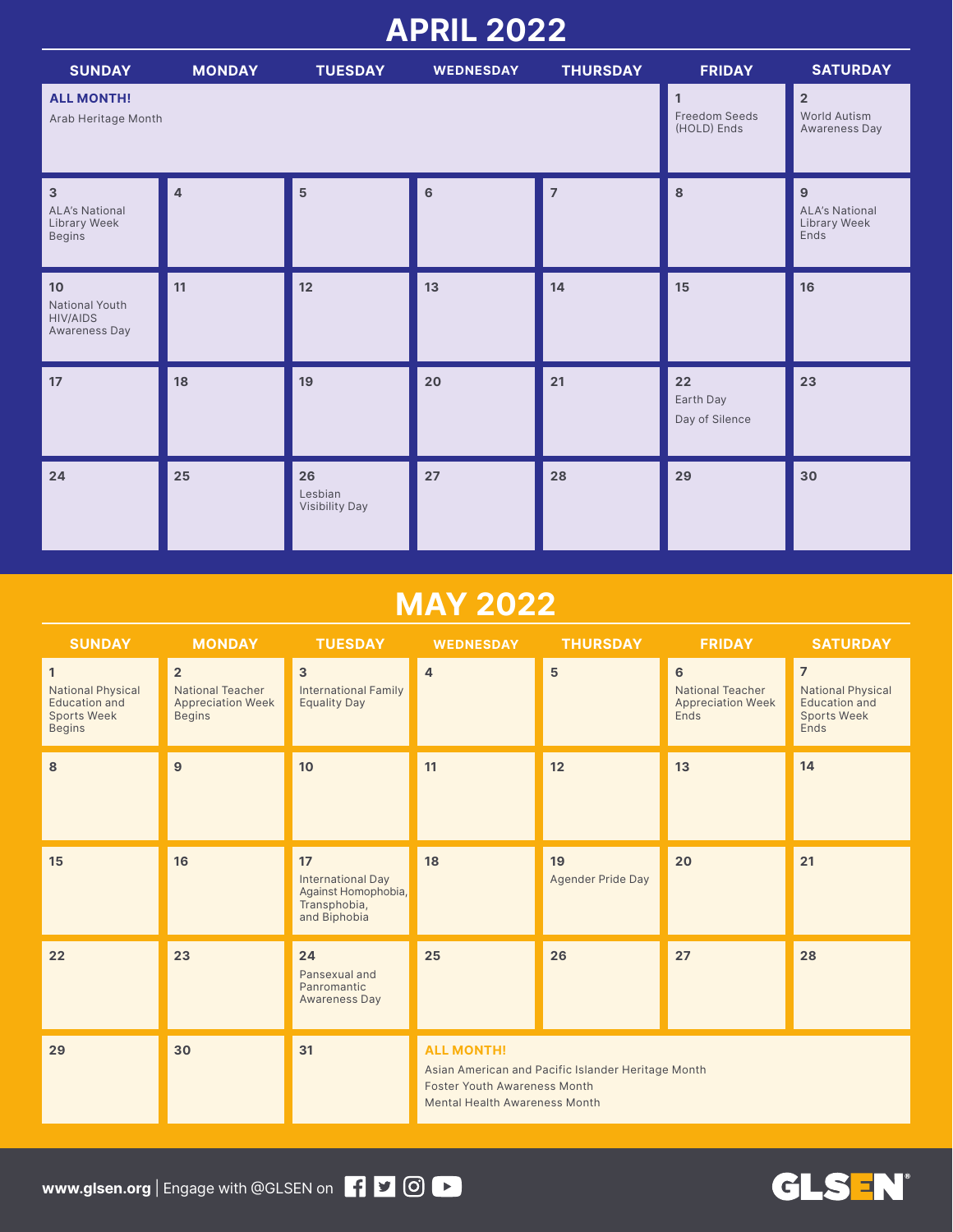# APRIL 2022

| SUNDAY | MONDAY | TUESDAY | WEDNESDAY | THURSDAY | FRIDAY | SATURDAY |
|---|---|---|---|---|---|---|
| **ALL MONTH!** Arab Heritage Month | | | | | **1** Freedom Seeds (HOLD) Ends | **2** World Autism Awareness Day |
| **3** ALA's National Library Week Begins | **4** | **5** | **6** | **7** | **8** | **9** ALA's National Library Week Ends |
| **10** National Youth HIV/AIDS Awareness Day | **11** | **12** | **13** | **14** | **15** | **16** |
| **17** | **18** | **19** | **20** | **21** | **22** Earth Day; Day of Silence | **23** |
| **24** | **25** | **26** Lesbian Visibility Day | **27** | **28** | **29** | **30** |

# MAY 2022

| SUNDAY | MONDAY | TUESDAY | WEDNESDAY | THURSDAY | FRIDAY | SATURDAY |
|---|---|---|---|---|---|---|
| **1** National Physical Education and Sports Week Begins | **2** National Teacher Appreciation Week Begins | **3** International Family Equality Day | **4** | **5** | **6** National Teacher Appreciation Week Ends | **7** National Physical Education and Sports Week Ends |
| **8** | **9** | **10** | **11** | **12** | **13** | **14** |
| **15** | **16** | **17** International Day Against Homophobia, Transphobia, and Biphobia | **18** | **19** Agender Pride Day | **20** | **21** |
| **22** | **23** | **24** Pansexual and Panromantic Awareness Day | **25** | **26** | **27** | **28** |
| **29** | **30** | **31** | **ALL MONTH!** Asian American and Pacific Islander Heritage Month; Foster Youth Awareness Month; Mental Health Awareness Month | | | |

**www.glsen.org** | Engage with @GLSEN on

GLSEN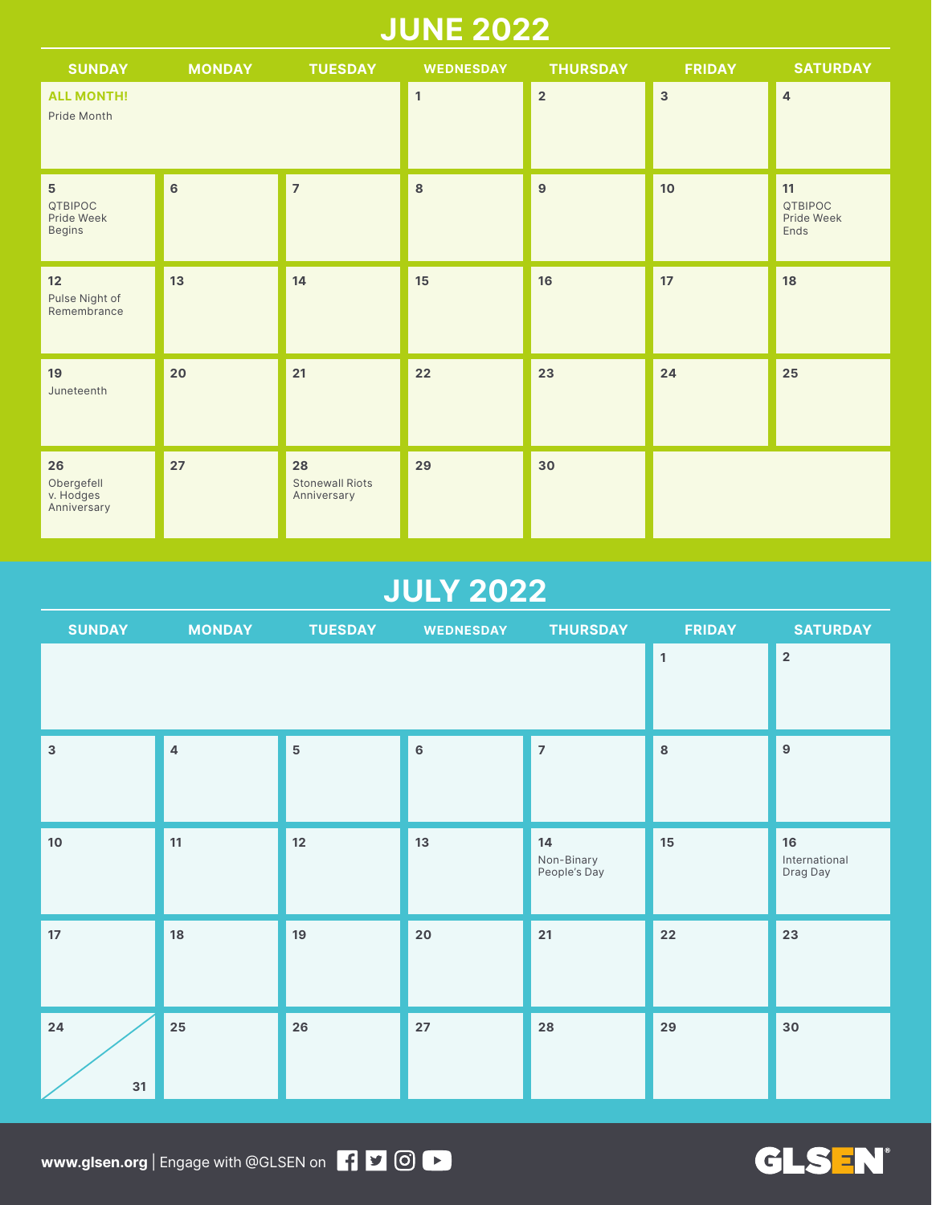# JUNE 2022

| SUNDAY | MONDAY | TUESDAY | WEDNESDAY | THURSDAY | FRIDAY | SATURDAY |
|---|---|---|---|---|---|---|
| **ALL MONTH!** Pride Month | | | 1 | 2 | 3 | 4 |
| 5 QTBIPOC Pride Week Begins | 6 | 7 | 8 | 9 | 10 | 11 QTBIPOC Pride Week Ends |
| 12 Pulse Night of Remembrance | 13 | 14 | 15 | 16 | 17 | 18 |
| 19 Juneteenth | 20 | 21 | 22 | 23 | 24 | 25 |
| 26 Obergefell v. Hodges Anniversary | 27 | 28 Stonewall Riots Anniversary | 29 | 30 | | |

# JULY 2022

| SUNDAY | MONDAY | TUESDAY | WEDNESDAY | THURSDAY | FRIDAY | SATURDAY |
|---|---|---|---|---|---|---|
| | | | | | 1 | 2 |
| 3 | 4 | 5 | 6 | 7 | 8 | 9 |
| 10 | 11 | 12 | 13 | 14 Non-Binary People's Day | 15 | 16 International Drag Day |
| 17 | 18 | 19 | 20 | 21 | 22 | 23 |
| 24 / 31 | 25 | 26 | 27 | 28 | 29 | 30 |

**www.glsen.org** | Engage with @GLSEN on

GLSEN®